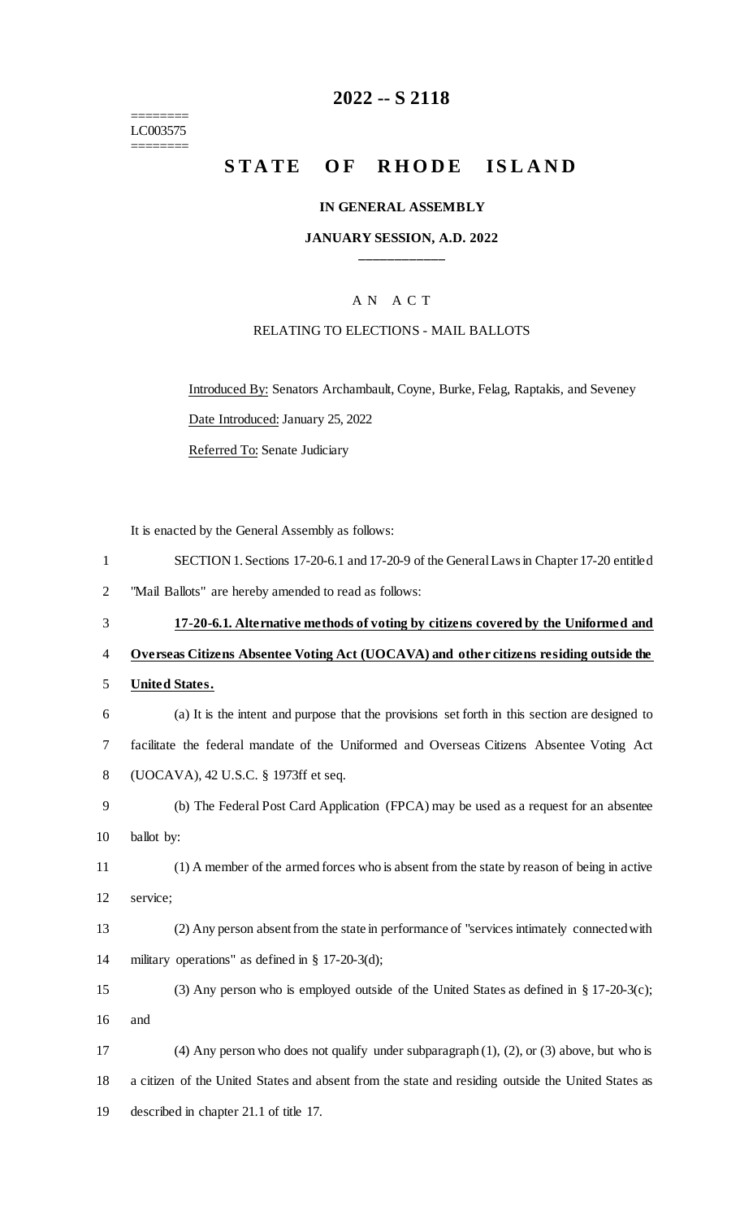========
LC003575
========

# 2022 -- S 2118

# STATE OF RHODE ISLAND

## IN GENERAL ASSEMBLY

### JANUARY SESSION, A.D. 2022

---

A N A C T

RELATING TO ELECTIONS - MAIL BALLOTS

Introduced By: Senators Archambault, Coyne, Burke, Felag, Raptakis, and Seveney

Date Introduced: January 25, 2022

Referred To: Senate Judiciary

It is enacted by the General Assembly as follows:

1 SECTION 1. Sections 17-20-6.1 and 17-20-9 of the General Laws in Chapter 17-20 entitled
2 "Mail Ballots" are hereby amended to read as follows:

3 **17-20-6.1. Alternative methods of voting by citizens covered by the Uniformed and**
4 **Overseas Citizens Absentee Voting Act (UOCAVA) and other citizens residing outside the**
5 **United States.**

6 (a) It is the intent and purpose that the provisions set forth in this section are designed to
7 facilitate the federal mandate of the Uniformed and Overseas Citizens Absentee Voting Act
8 (UOCAVA), 42 U.S.C. § 1973ff et seq.

9 (b) The Federal Post Card Application (FPCA) may be used as a request for an absentee
10 ballot by:

11 (1) A member of the armed forces who is absent from the state by reason of being in active
12 service;

13 (2) Any person absent from the state in performance of "services intimately connected with
14 military operations" as defined in § 17-20-3(d);

15 (3) Any person who is employed outside of the United States as defined in § 17-20-3(c);
16 and

17 (4) Any person who does not qualify under subparagraph (1), (2), or (3) above, but who is
18 a citizen of the United States and absent from the state and residing outside the United States as
19 described in chapter 21.1 of title 17.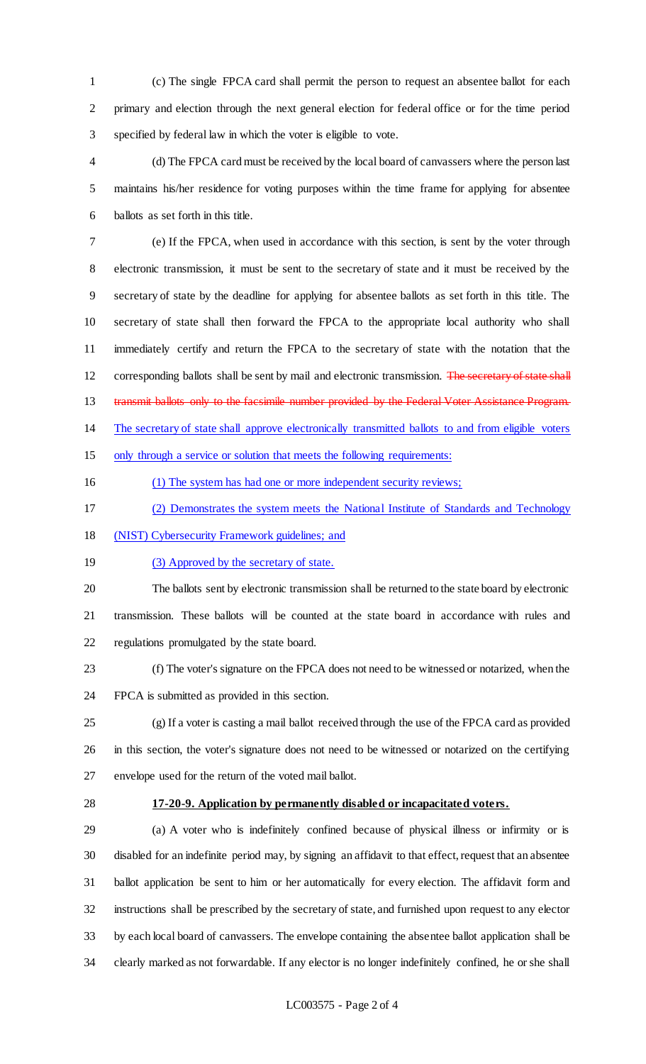(c) The single FPCA card shall permit the person to request an absentee ballot for each primary and election through the next general election for federal office or for the time period specified by federal law in which the voter is eligible to vote.

(d) The FPCA card must be received by the local board of canvassers where the person last maintains his/her residence for voting purposes within the time frame for applying for absentee ballots as set forth in this title.

(e) If the FPCA, when used in accordance with this section, is sent by the voter through electronic transmission, it must be sent to the secretary of state and it must be received by the secretary of state by the deadline for applying for absentee ballots as set forth in this title. The secretary of state shall then forward the FPCA to the appropriate local authority who shall immediately certify and return the FPCA to the secretary of state with the notation that the corresponding ballots shall be sent by mail and electronic transmission. ~~The secretary of state shall transmit ballots only to the facsimile number provided by the Federal Voter Assistance Program.~~ <u>The secretary of state shall approve electronically transmitted ballots to and from eligible voters only through a service or solution that meets the following requirements:</u>

<u>(1) The system has had one or more independent security reviews;</u>

<u>(2) Demonstrates the system meets the National Institute of Standards and Technology (NIST) Cybersecurity Framework guidelines; and</u>

<u>(3) Approved by the secretary of state.</u>

The ballots sent by electronic transmission shall be returned to the state board by electronic transmission. These ballots will be counted at the state board in accordance with rules and regulations promulgated by the state board.

(f) The voter's signature on the FPCA does not need to be witnessed or notarized, when the FPCA is submitted as provided in this section.

(g) If a voter is casting a mail ballot received through the use of the FPCA card as provided in this section, the voter's signature does not need to be witnessed or notarized on the certifying envelope used for the return of the voted mail ballot.

**17-20-9. Application by permanently disabled or incapacitated voters.**

(a) A voter who is indefinitely confined because of physical illness or infirmity or is disabled for an indefinite period may, by signing an affidavit to that effect, request that an absentee ballot application be sent to him or her automatically for every election. The affidavit form and instructions shall be prescribed by the secretary of state, and furnished upon request to any elector by each local board of canvassers. The envelope containing the absentee ballot application shall be clearly marked as not forwardable. If any elector is no longer indefinitely confined, he or she shall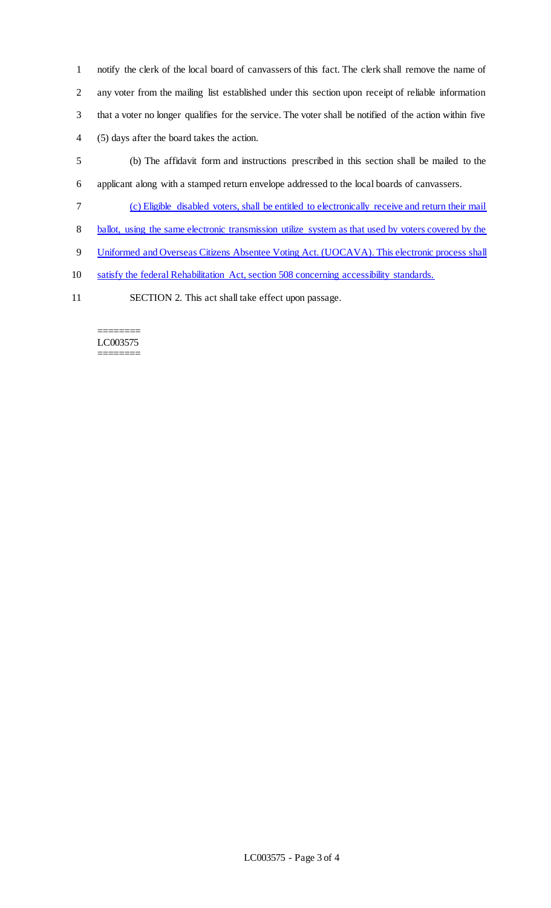notify the clerk of the local board of canvassers of this fact. The clerk shall remove the name of any voter from the mailing list established under this section upon receipt of reliable information that a voter no longer qualifies for the service. The voter shall be notified of the action within five (5) days after the board takes the action.

(b) The affidavit form and instructions prescribed in this section shall be mailed to the applicant along with a stamped return envelope addressed to the local boards of canvassers.

<u>(c) Eligible disabled voters, shall be entitled to electronically receive and return their mail ballot, using the same electronic transmission utilize system as that used by voters covered by the Uniformed and Overseas Citizens Absentee Voting Act. (UOCAVA). This electronic process shall satisfy the federal Rehabilitation Act, section 508 concerning accessibility standards.</u>

SECTION 2. This act shall take effect upon passage.

========
LC003575
========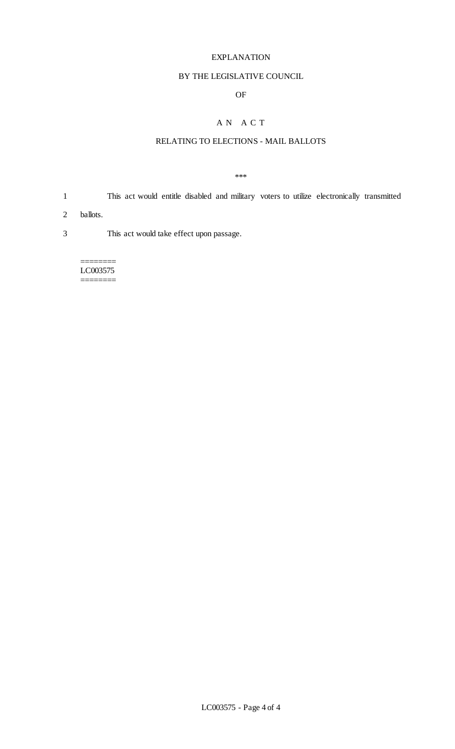EXPLANATION

BY THE LEGISLATIVE COUNCIL

OF

A N A C T

RELATING TO ELECTIONS - MAIL BALLOTS

\*\*\*

1 This act would entitle disabled and military voters to utilize electronically transmitted

2 ballots.

3 This act would take effect upon passage.

========
LC003575
========